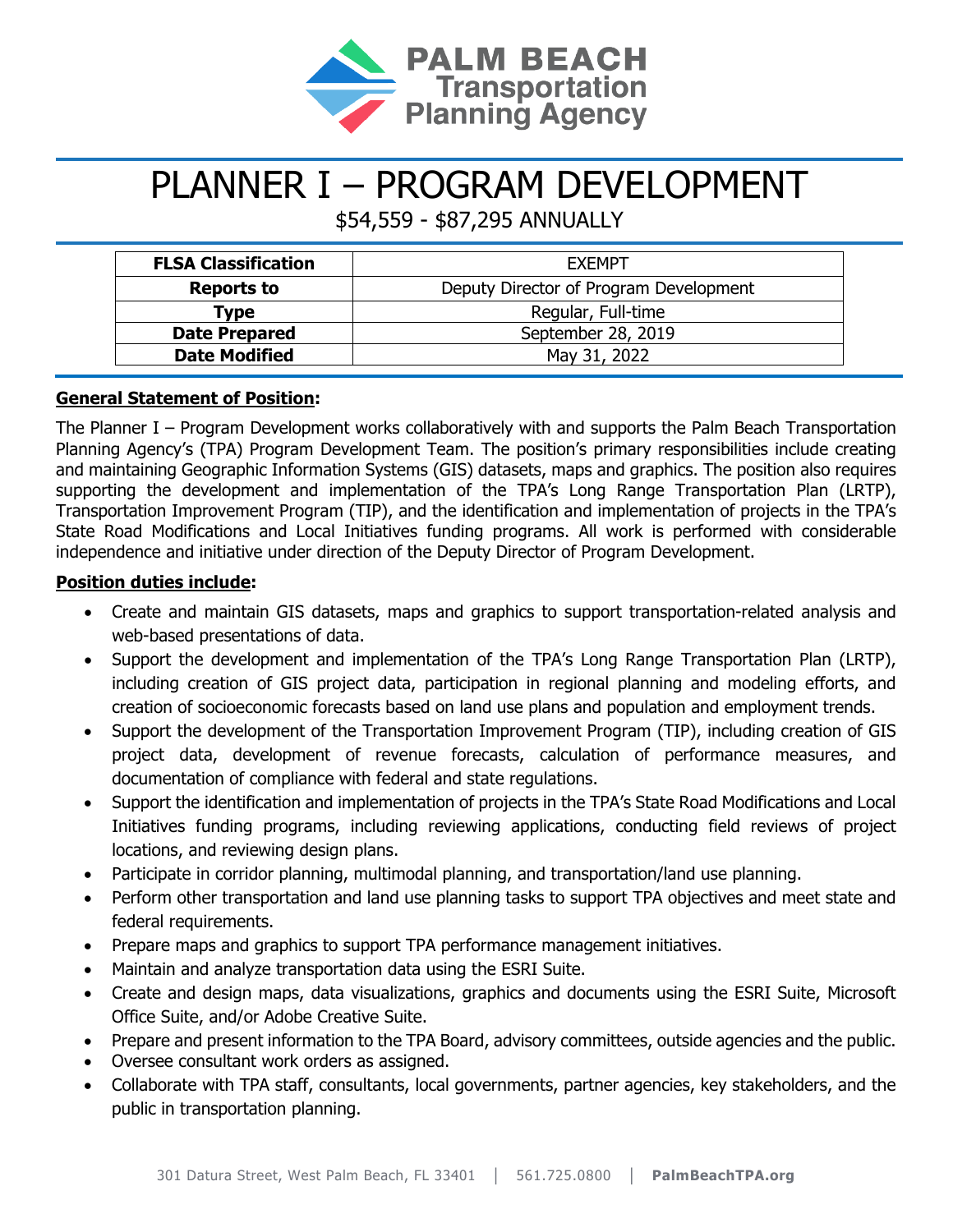PALM BEACH Transportation Planning Agency

# PLANNER I – PROGRAM DEVELOPMENT

$54,559 - $87,295 ANNUALLY

| | |
|---|---|
| **FLSA Classification** | EXEMPT |
| **Reports to** | Deputy Director of Program Development |
| **Type** | Regular, Full-time |
| **Date Prepared** | September 28, 2019 |
| **Date Modified** | May 31, 2022 |

**General Statement of Position:**

The Planner I – Program Development works collaboratively with and supports the Palm Beach Transportation Planning Agency's (TPA) Program Development Team. The position's primary responsibilities include creating and maintaining Geographic Information Systems (GIS) datasets, maps and graphics. The position also requires supporting the development and implementation of the TPA's Long Range Transportation Plan (LRTP), Transportation Improvement Program (TIP), and the identification and implementation of projects in the TPA's State Road Modifications and Local Initiatives funding programs. All work is performed with considerable independence and initiative under direction of the Deputy Director of Program Development.

**Position duties include:**

- Create and maintain GIS datasets, maps and graphics to support transportation-related analysis and web-based presentations of data.
- Support the development and implementation of the TPA's Long Range Transportation Plan (LRTP), including creation of GIS project data, participation in regional planning and modeling efforts, and creation of socioeconomic forecasts based on land use plans and population and employment trends.
- Support the development of the Transportation Improvement Program (TIP), including creation of GIS project data, development of revenue forecasts, calculation of performance measures, and documentation of compliance with federal and state regulations.
- Support the identification and implementation of projects in the TPA's State Road Modifications and Local Initiatives funding programs, including reviewing applications, conducting field reviews of project locations, and reviewing design plans.
- Participate in corridor planning, multimodal planning, and transportation/land use planning.
- Perform other transportation and land use planning tasks to support TPA objectives and meet state and federal requirements.
- Prepare maps and graphics to support TPA performance management initiatives.
- Maintain and analyze transportation data using the ESRI Suite.
- Create and design maps, data visualizations, graphics and documents using the ESRI Suite, Microsoft Office Suite, and/or Adobe Creative Suite.
- Prepare and present information to the TPA Board, advisory committees, outside agencies and the public.
- Oversee consultant work orders as assigned.
- Collaborate with TPA staff, consultants, local governments, partner agencies, key stakeholders, and the public in transportation planning.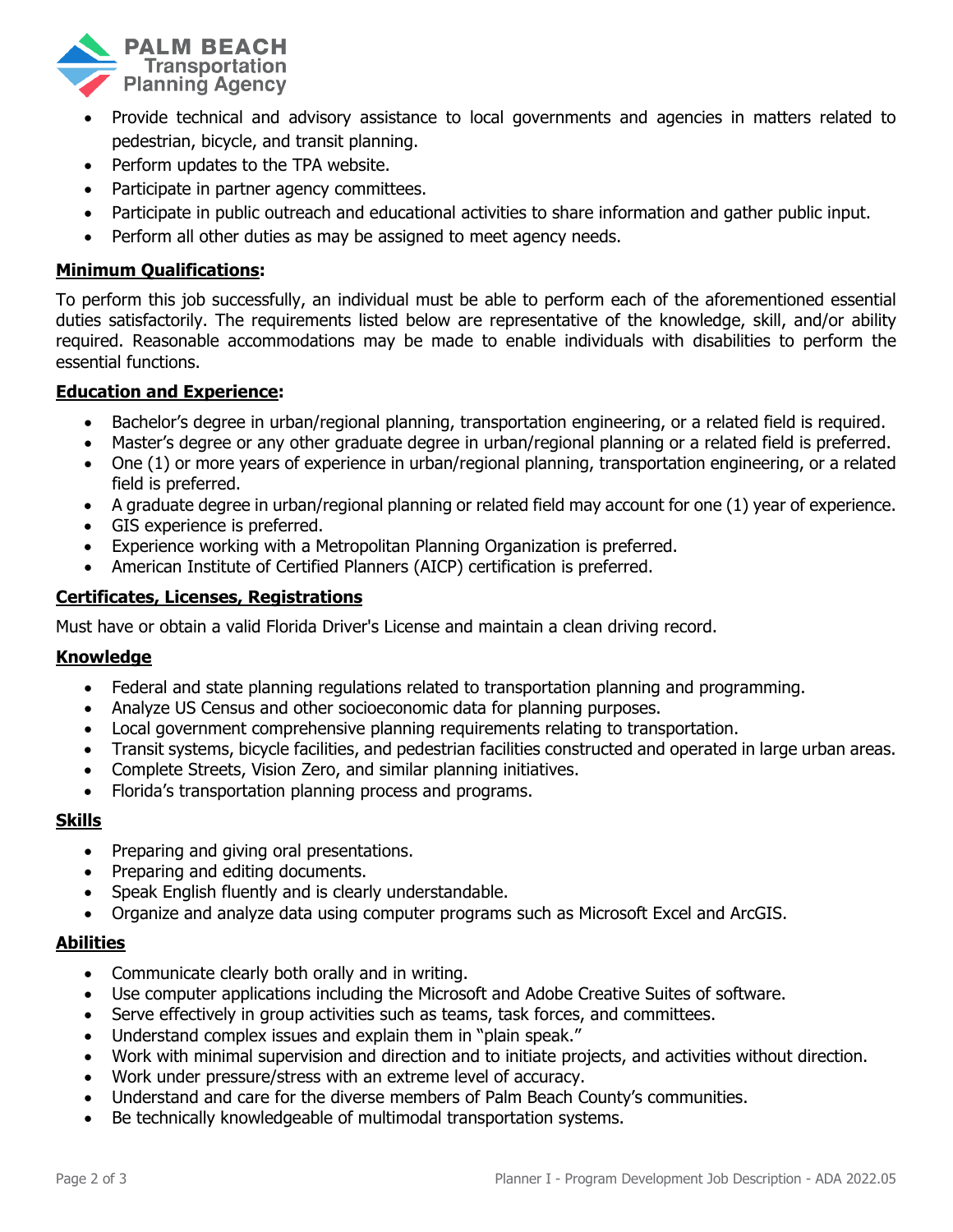- Provide technical and advisory assistance to local governments and agencies in matters related to pedestrian, bicycle, and transit planning.
- Perform updates to the TPA website.
- Participate in partner agency committees.
- Participate in public outreach and educational activities to share information and gather public input.
- Perform all other duties as may be assigned to meet agency needs.

**Minimum Qualifications:**

To perform this job successfully, an individual must be able to perform each of the aforementioned essential duties satisfactorily. The requirements listed below are representative of the knowledge, skill, and/or ability required. Reasonable accommodations may be made to enable individuals with disabilities to perform the essential functions.

**Education and Experience:**

- Bachelor's degree in urban/regional planning, transportation engineering, or a related field is required.
- Master's degree or any other graduate degree in urban/regional planning or a related field is preferred.
- One (1) or more years of experience in urban/regional planning, transportation engineering, or a related field is preferred.
- A graduate degree in urban/regional planning or related field may account for one (1) year of experience.
- GIS experience is preferred.
- Experience working with a Metropolitan Planning Organization is preferred.
- American Institute of Certified Planners (AICP) certification is preferred.

**Certificates, Licenses, Registrations**

Must have or obtain a valid Florida Driver's License and maintain a clean driving record.

**Knowledge**

- Federal and state planning regulations related to transportation planning and programming.
- Analyze US Census and other socioeconomic data for planning purposes.
- Local government comprehensive planning requirements relating to transportation.
- Transit systems, bicycle facilities, and pedestrian facilities constructed and operated in large urban areas.
- Complete Streets, Vision Zero, and similar planning initiatives.
- Florida's transportation planning process and programs.

**Skills**

- Preparing and giving oral presentations.
- Preparing and editing documents.
- Speak English fluently and is clearly understandable.
- Organize and analyze data using computer programs such as Microsoft Excel and ArcGIS.

**Abilities**

- Communicate clearly both orally and in writing.
- Use computer applications including the Microsoft and Adobe Creative Suites of software.
- Serve effectively in group activities such as teams, task forces, and committees.
- Understand complex issues and explain them in "plain speak."
- Work with minimal supervision and direction and to initiate projects, and activities without direction.
- Work under pressure/stress with an extreme level of accuracy.
- Understand and care for the diverse members of Palm Beach County's communities.
- Be technically knowledgeable of multimodal transportation systems.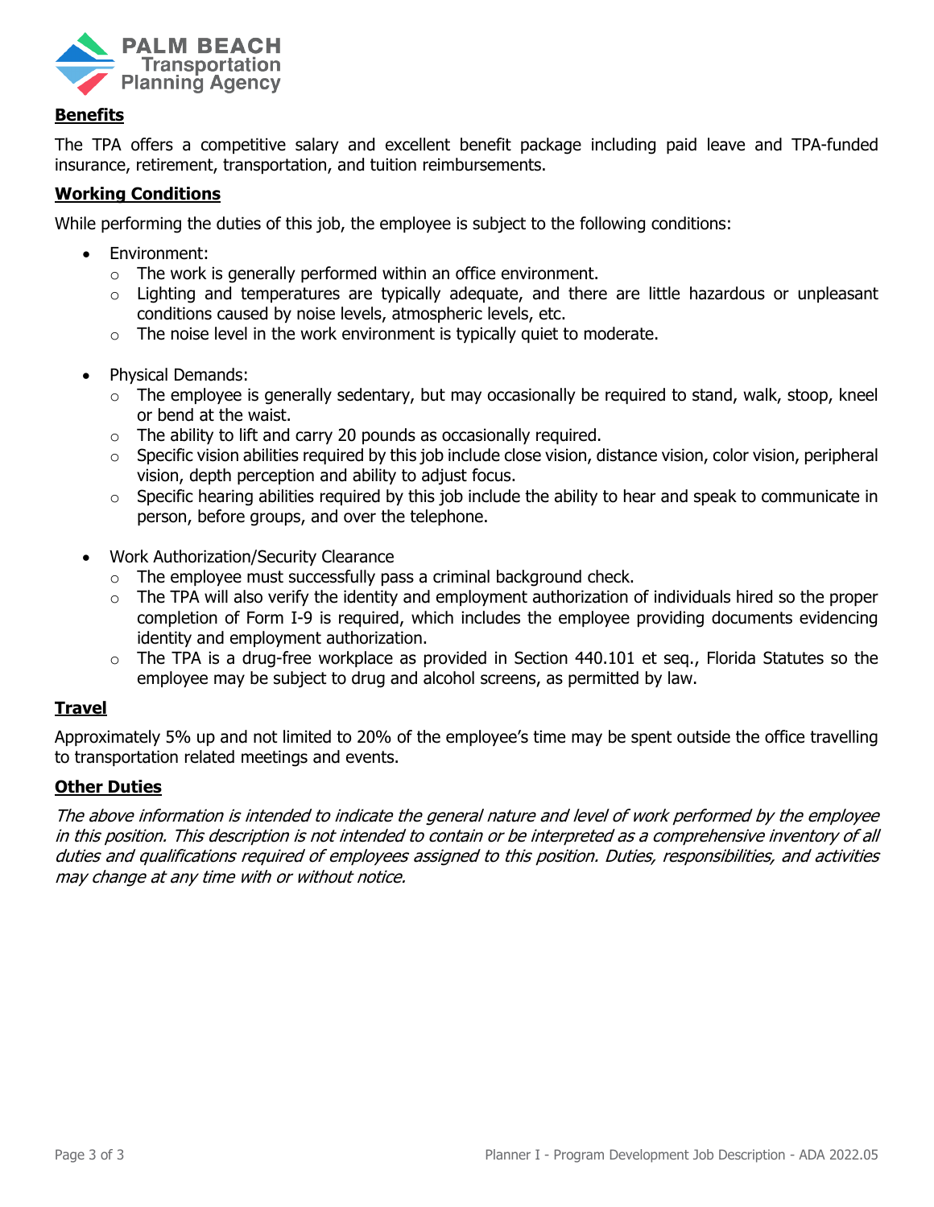## Benefits

The TPA offers a competitive salary and excellent benefit package including paid leave and TPA-funded insurance, retirement, transportation, and tuition reimbursements.

## Working Conditions

While performing the duties of this job, the employee is subject to the following conditions:

- Environment:
  - The work is generally performed within an office environment.
  - Lighting and temperatures are typically adequate, and there are little hazardous or unpleasant conditions caused by noise levels, atmospheric levels, etc.
  - The noise level in the work environment is typically quiet to moderate.

- Physical Demands:
  - The employee is generally sedentary, but may occasionally be required to stand, walk, stoop, kneel or bend at the waist.
  - The ability to lift and carry 20 pounds as occasionally required.
  - Specific vision abilities required by this job include close vision, distance vision, color vision, peripheral vision, depth perception and ability to adjust focus.
  - Specific hearing abilities required by this job include the ability to hear and speak to communicate in person, before groups, and over the telephone.

- Work Authorization/Security Clearance
  - The employee must successfully pass a criminal background check.
  - The TPA will also verify the identity and employment authorization of individuals hired so the proper completion of Form I-9 is required, which includes the employee providing documents evidencing identity and employment authorization.
  - The TPA is a drug-free workplace as provided in Section 440.101 et seq., Florida Statutes so the employee may be subject to drug and alcohol screens, as permitted by law.

## Travel

Approximately 5% up and not limited to 20% of the employee's time may be spent outside the office travelling to transportation related meetings and events.

## Other Duties

*The above information is intended to indicate the general nature and level of work performed by the employee in this position. This description is not intended to contain or be interpreted as a comprehensive inventory of all duties and qualifications required of employees assigned to this position. Duties, responsibilities, and activities may change at any time with or without notice.*